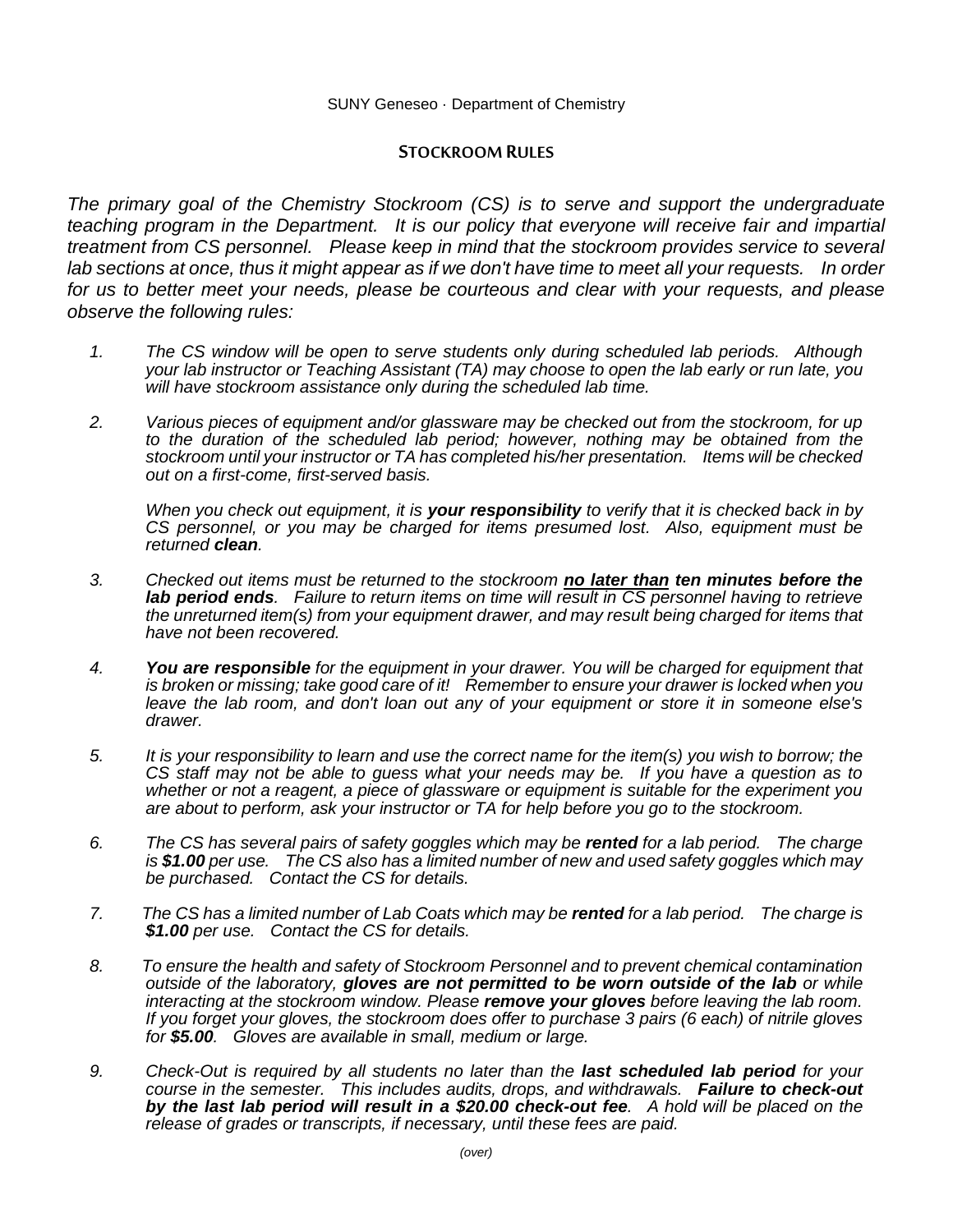SUNY Geneseo · Department of Chemistry

## Stockroom Rules

*The primary goal of the Chemistry Stockroom (CS) is to serve and support the undergraduate teaching program in the Department. It is our policy that everyone will receive fair and impartial treatment from CS personnel. Please keep in mind that the stockroom provides service to several lab sections at once, thus it might appear as if we don't have time to meet all your requests. In order for us to better meet your needs, please be courteous and clear with your requests, and please observe the following rules:*

1. *The CS window will be open to serve students only during scheduled lab periods. Although your lab instructor or Teaching Assistant (TA) may choose to open the lab early or run late, you will have stockroom assistance only during the scheduled lab time.*

2. *Various pieces of equipment and/or glassware may be checked out from the stockroom, for up to the duration of the scheduled lab period; however, nothing may be obtained from the stockroom until your instructor or TA has completed his/her presentation. Items will be checked out on a first-come, first-served basis.*

   *When you check out equipment, it is **your responsibility** to verify that it is checked back in by CS personnel, or you may be charged for items presumed lost. Also, equipment must be returned **clean**.*

3. *Checked out items must be returned to the stockroom **no later than** **ten minutes before the lab period ends**. Failure to return items on time will result in CS personnel having to retrieve the unreturned item(s) from your equipment drawer, and may result being charged for items that have not been recovered.*

4. ***You are responsible** for the equipment in your drawer. You will be charged for equipment that is broken or missing; take good care of it! Remember to ensure your drawer is locked when you leave the lab room, and don't loan out any of your equipment or store it in someone else's drawer.*

5. *It is your responsibility to learn and use the correct name for the item(s) you wish to borrow; the CS staff may not be able to guess what your needs may be. If you have a question as to whether or not a reagent, a piece of glassware or equipment is suitable for the experiment you are about to perform, ask your instructor or TA for help before you go to the stockroom.*

6. *The CS has several pairs of safety goggles which may be **rented** for a lab period. The charge is **$1.00** per use. The CS also has a limited number of new and used safety goggles which may be purchased. Contact the CS for details.*

7. *The CS has a limited number of Lab Coats which may be **rented** for a lab period. The charge is **$1.00** per use. Contact the CS for details.*

8. *To ensure the health and safety of Stockroom Personnel and to prevent chemical contamination outside of the laboratory, **gloves are not permitted to be worn outside of the lab** or while interacting at the stockroom window. Please **remove your gloves** before leaving the lab room. If you forget your gloves, the stockroom does offer to purchase 3 pairs (6 each) of nitrile gloves for **$5.00**. Gloves are available in small, medium or large.*

9. *Check-Out is required by all students no later than the **last scheduled lab period** for your course in the semester. This includes audits, drops, and withdrawals. **Failure to check-out by the last lab period will result in a $20.00 check-out fee**. A hold will be placed on the release of grades or transcripts, if necessary, until these fees are paid.*

*(over)*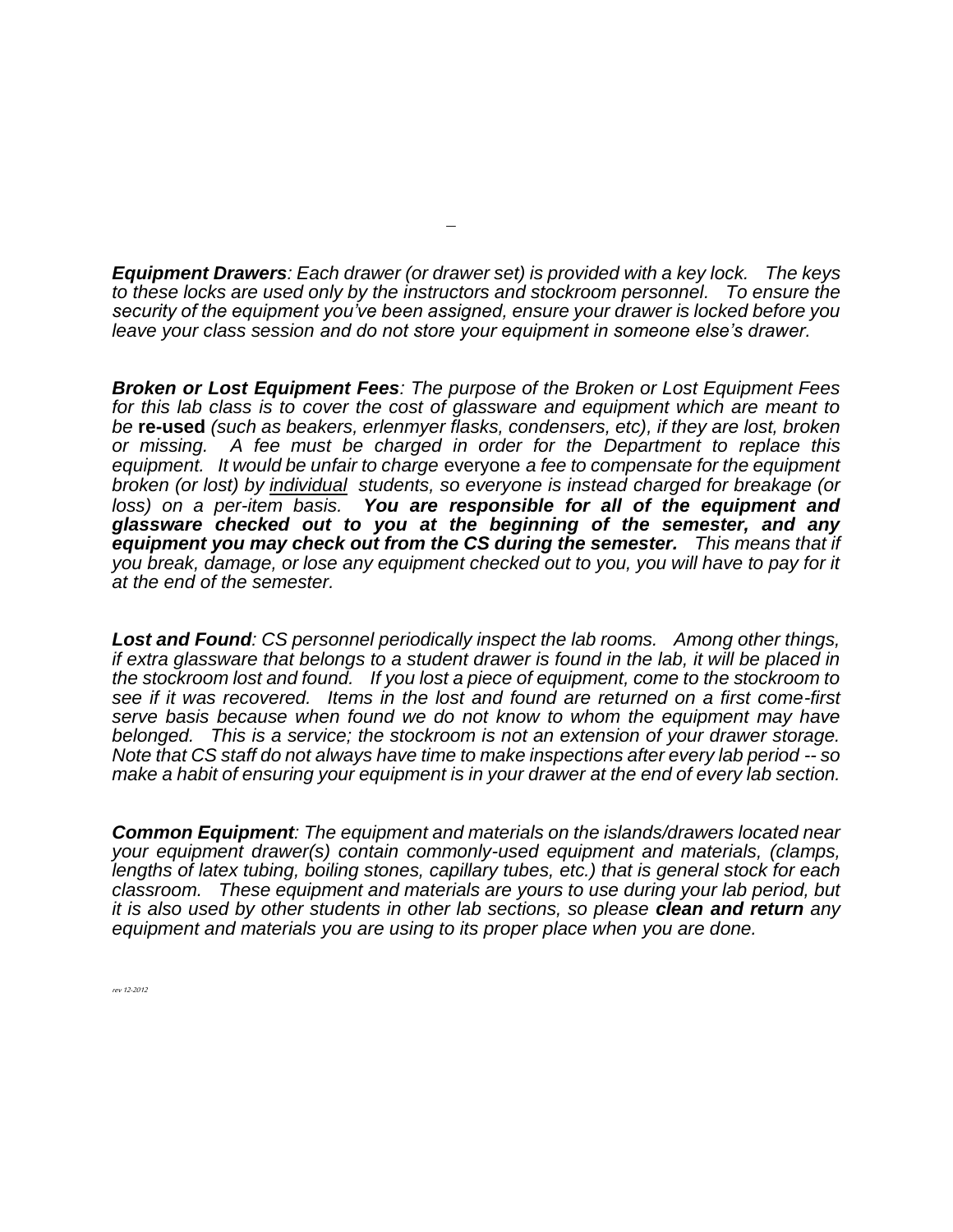***Equipment Drawers**: Each drawer (or drawer set) is provided with a key lock. The keys to these locks are used only by the instructors and stockroom personnel. To ensure the security of the equipment you've been assigned, ensure your drawer is locked before you leave your class session and do not store your equipment in someone else's drawer.*

***Broken or Lost Equipment Fees**: The purpose of the Broken or Lost Equipment Fees for this lab class is to cover the cost of glassware and equipment which are meant to be* **re-used** *(such as beakers, erlenmyer flasks, condensers, etc), if they are lost, broken or missing. A fee must be charged in order for the Department to replace this equipment. It would be unfair to charge* everyone *a fee to compensate for the equipment broken (or lost) by <u>individual</u> students, so everyone is instead charged for breakage (or loss) on a per-item basis.* ***You are responsible for all of the equipment and glassware checked out to you at the beginning of the semester, and any equipment you may check out from the CS during the semester.*** *This means that if you break, damage, or lose any equipment checked out to you, you will have to pay for it at the end of the semester.*

***Lost and Found**: CS personnel periodically inspect the lab rooms. Among other things, if extra glassware that belongs to a student drawer is found in the lab, it will be placed in the stockroom lost and found. If you lost a piece of equipment, come to the stockroom to see if it was recovered. Items in the lost and found are returned on a first come-first serve basis because when found we do not know to whom the equipment may have belonged. This is a service; the stockroom is not an extension of your drawer storage. Note that CS staff do not always have time to make inspections after every lab period -- so make a habit of ensuring your equipment is in your drawer at the end of every lab section.*

***Common Equipment**: The equipment and materials on the islands/drawers located near your equipment drawer(s) contain commonly-used equipment and materials, (clamps, lengths of latex tubing, boiling stones, capillary tubes, etc.) that is general stock for each classroom. These equipment and materials are yours to use during your lab period, but it is also used by other students in other lab sections, so please **clean and return** any equipment and materials you are using to its proper place when you are done.*

*rev 12-2012*